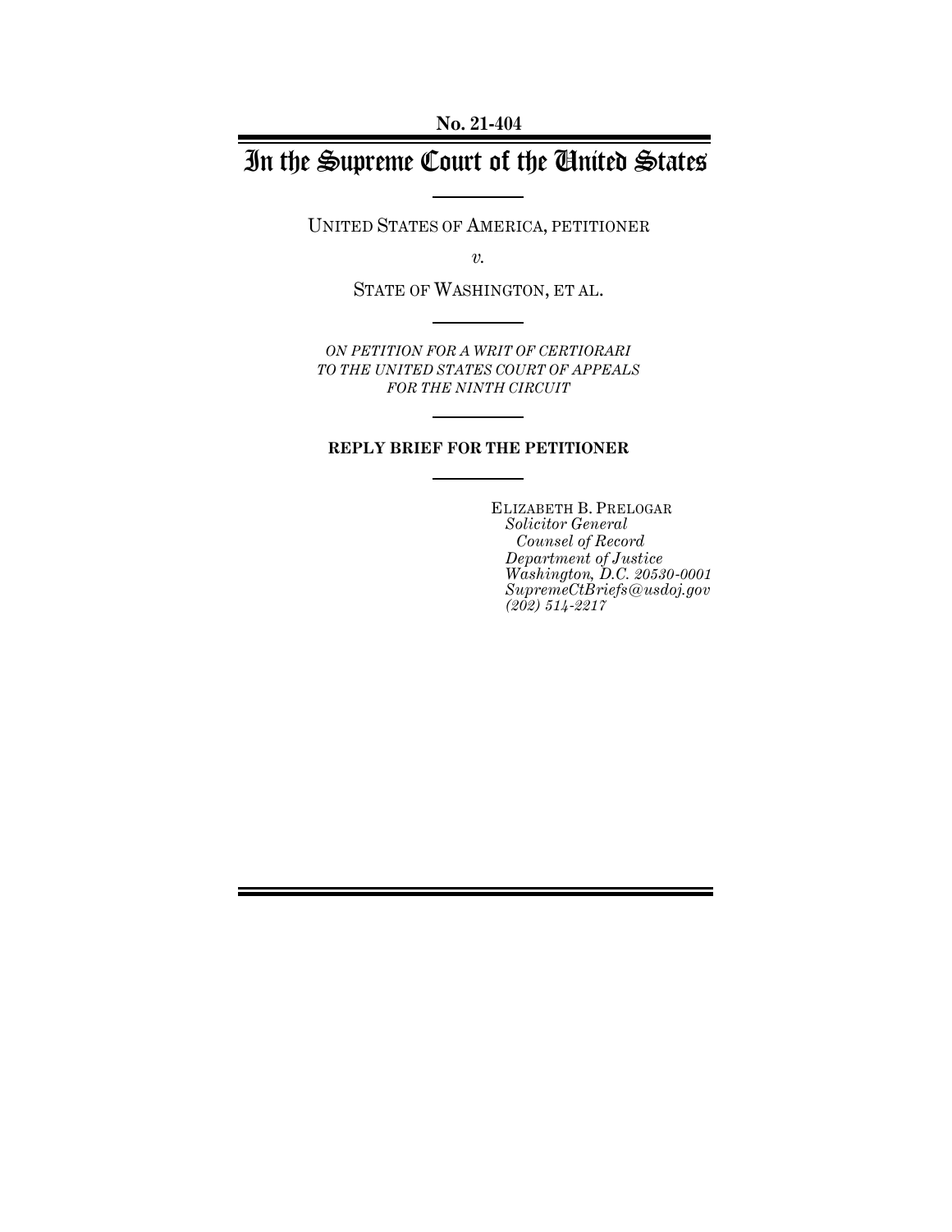No. 21-404

# In the Supreme Court of the United States

UNITED STATES OF AMERICA, PETITIONER

*v.*

STATE OF WASHINGTON, ET AL.

*ON PETITION FOR A WRIT OF CERTIORARI TO THE UNITED STATES COURT OF APPEALS FOR THE NINTH CIRCUIT*

**REPLY BRIEF FOR THE PETITIONER**

ELIZABETH B. PRELOGAR
*Solicitor General*
*Counsel of Record*
*Department of Justice*
*Washington, D.C. 20530-0001*
*SupremeCtBriefs@usdoj.gov*
*(202) 514-2217*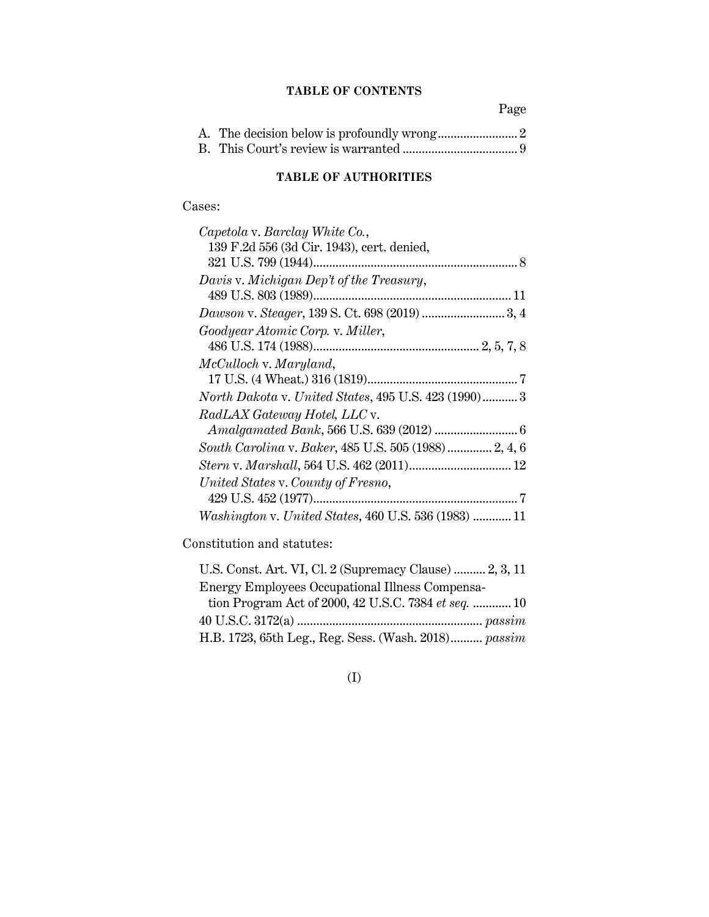## TABLE OF CONTENTS

| | Page |
|---|---|
| A. The decision below is profoundly wrong | 2 |
| B. This Court's review is warranted | 9 |

## TABLE OF AUTHORITIES

Cases:

*Capetola* v. *Barclay White Co.*, 139 F.2d 556 (3d Cir. 1943), cert. denied, 321 U.S. 799 (1944) .......... 8

*Davis* v. *Michigan Dep't of the Treasury*, 489 U.S. 803 (1989) .......... 11

*Dawson* v. *Steager*, 139 S. Ct. 698 (2019) .......... 3, 4

*Goodyear Atomic Corp.* v. *Miller*, 486 U.S. 174 (1988) .......... 2, 5, 7, 8

*McCulloch* v. *Maryland*, 17 U.S. (4 Wheat.) 316 (1819) .......... 7

*North Dakota* v. *United States*, 495 U.S. 423 (1990) .......... 3

*RadLAX Gateway Hotel, LLC* v. *Amalgamated Bank*, 566 U.S. 639 (2012) .......... 6

*South Carolina* v. *Baker*, 485 U.S. 505 (1988) .......... 2, 4, 6

*Stern* v. *Marshall*, 564 U.S. 462 (2011) .......... 12

*United States* v. *County of Fresno*, 429 U.S. 452 (1977) .......... 7

*Washington* v. *United States*, 460 U.S. 536 (1983) .......... 11

Constitution and statutes:

U.S. Const. Art. VI, Cl. 2 (Supremacy Clause) .......... 2, 3, 11

Energy Employees Occupational Illness Compensation Program Act of 2000, 42 U.S.C. 7384 *et seq.* .......... 10

40 U.S.C. 3172(a) .......... *passim*

H.B. 1723, 65th Leg., Reg. Sess. (Wash. 2018) .......... *passim*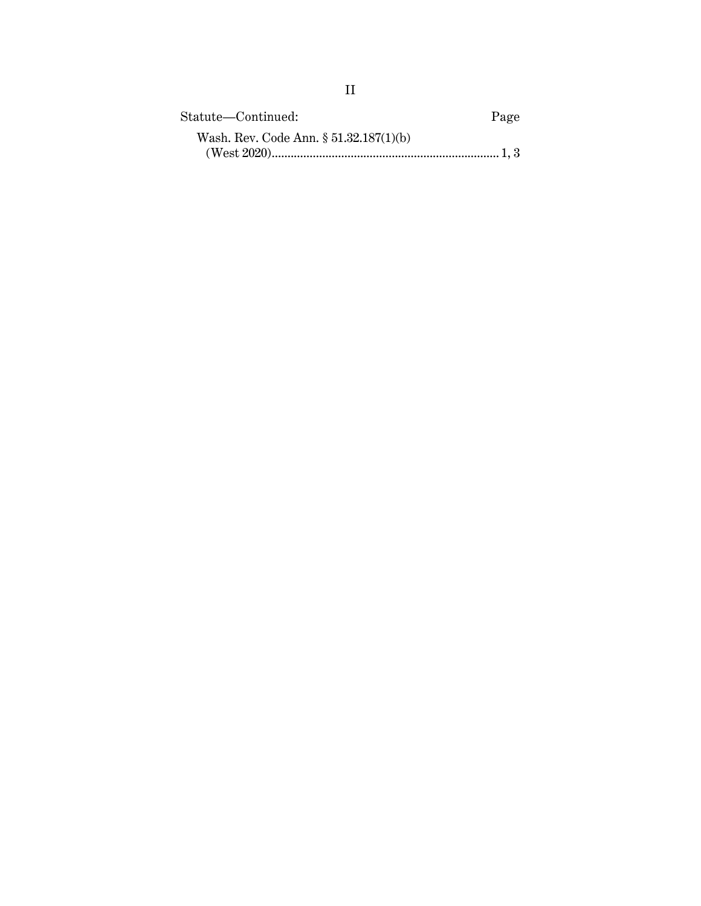| Statute—Continued: | Page |
| --- | --- |
| Wash. Rev. Code Ann. § 51.32.187(1)(b) (West 2020) | 1, 3 |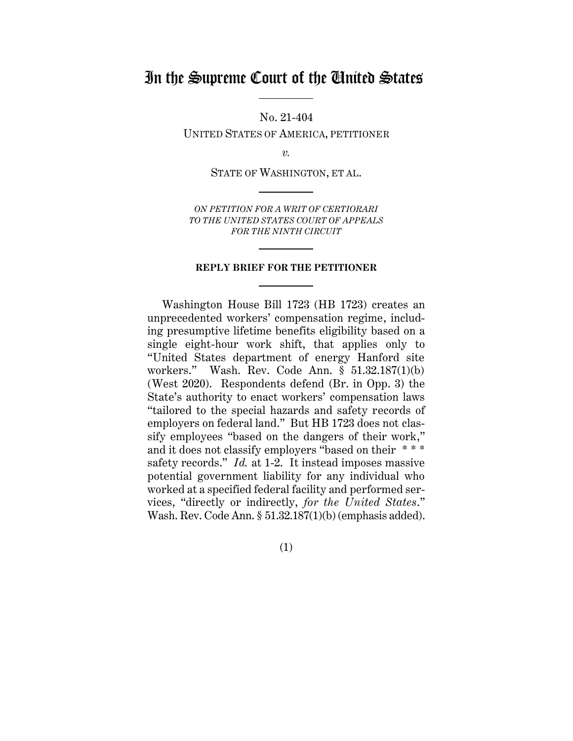# In the Supreme Court of the United States

No. 21-404

UNITED STATES OF AMERICA, PETITIONER

*v.*

STATE OF WASHINGTON, ET AL.

*ON PETITION FOR A WRIT OF CERTIORARI TO THE UNITED STATES COURT OF APPEALS FOR THE NINTH CIRCUIT*

**REPLY BRIEF FOR THE PETITIONER**

Washington House Bill 1723 (HB 1723) creates an unprecedented workers' compensation regime, including presumptive lifetime benefits eligibility based on a single eight-hour work shift, that applies only to "United States department of energy Hanford site workers." Wash. Rev. Code Ann. § 51.32.187(1)(b) (West 2020). Respondents defend (Br. in Opp. 3) the State's authority to enact workers' compensation laws "tailored to the special hazards and safety records of employers on federal land." But HB 1723 does not classify employees "based on the dangers of their work," and it does not classify employers "based on their * * * safety records." *Id.* at 1-2. It instead imposes massive potential government liability for any individual who worked at a specified federal facility and performed services, "directly or indirectly, *for the United States*." Wash. Rev. Code Ann. § 51.32.187(1)(b) (emphasis added).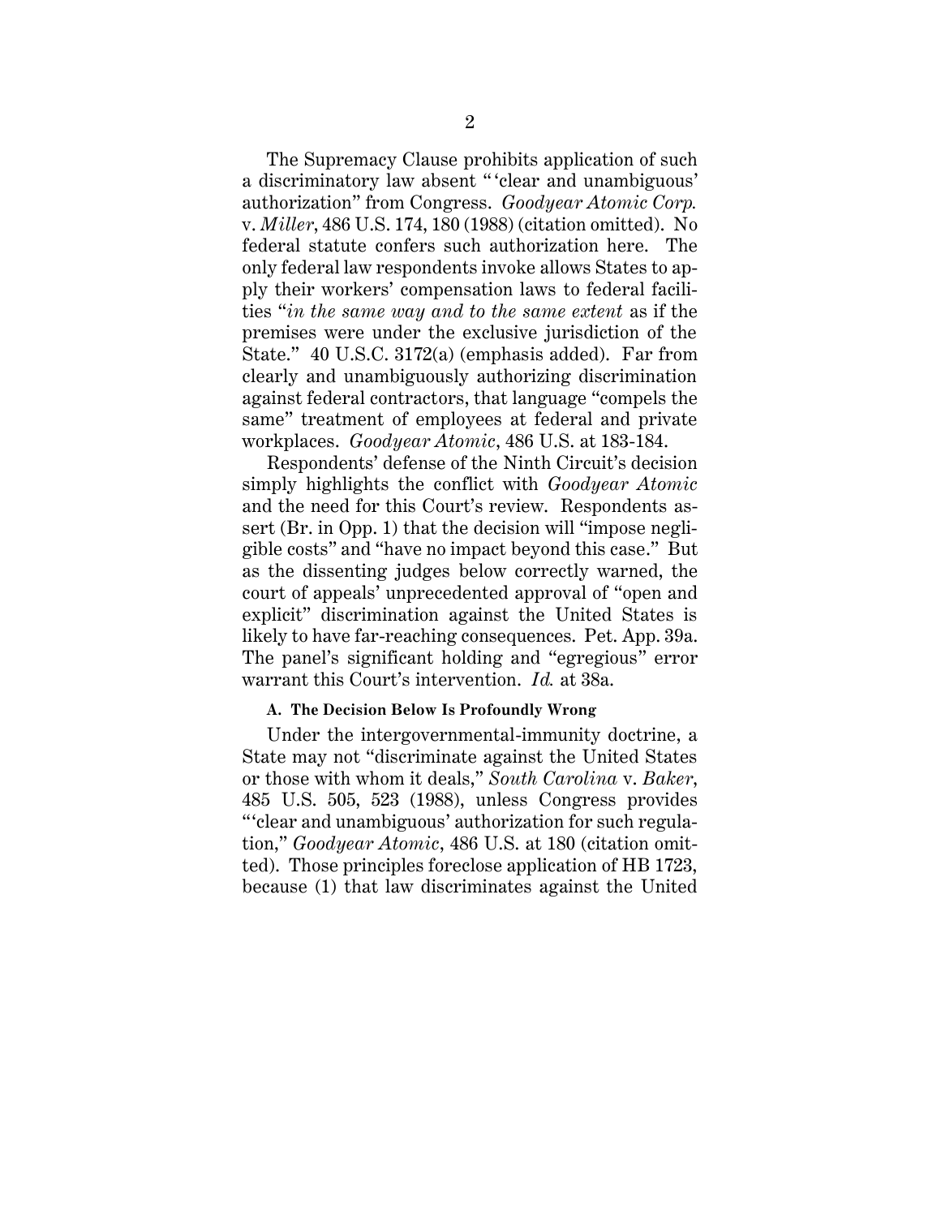The Supremacy Clause prohibits application of such a discriminatory law absent " 'clear and unambiguous' authorization" from Congress. *Goodyear Atomic Corp.* v. *Miller*, 486 U.S. 174, 180 (1988) (citation omitted). No federal statute confers such authorization here. The only federal law respondents invoke allows States to apply their workers' compensation laws to federal facilities "*in the same way and to the same extent* as if the premises were under the exclusive jurisdiction of the State." 40 U.S.C. 3172(a) (emphasis added). Far from clearly and unambiguously authorizing discrimination against federal contractors, that language "compels the same" treatment of employees at federal and private workplaces. *Goodyear Atomic*, 486 U.S. at 183-184.

Respondents' defense of the Ninth Circuit's decision simply highlights the conflict with *Goodyear Atomic* and the need for this Court's review. Respondents assert (Br. in Opp. 1) that the decision will "impose negligible costs" and "have no impact beyond this case." But as the dissenting judges below correctly warned, the court of appeals' unprecedented approval of "open and explicit" discrimination against the United States is likely to have far-reaching consequences. Pet. App. 39a. The panel's significant holding and "egregious" error warrant this Court's intervention. *Id.* at 38a.

### A. The Decision Below Is Profoundly Wrong

Under the intergovernmental-immunity doctrine, a State may not "discriminate against the United States or those with whom it deals," *South Carolina* v. *Baker*, 485 U.S. 505, 523 (1988), unless Congress provides "'clear and unambiguous' authorization for such regulation," *Goodyear Atomic*, 486 U.S. at 180 (citation omitted). Those principles foreclose application of HB 1723, because (1) that law discriminates against the United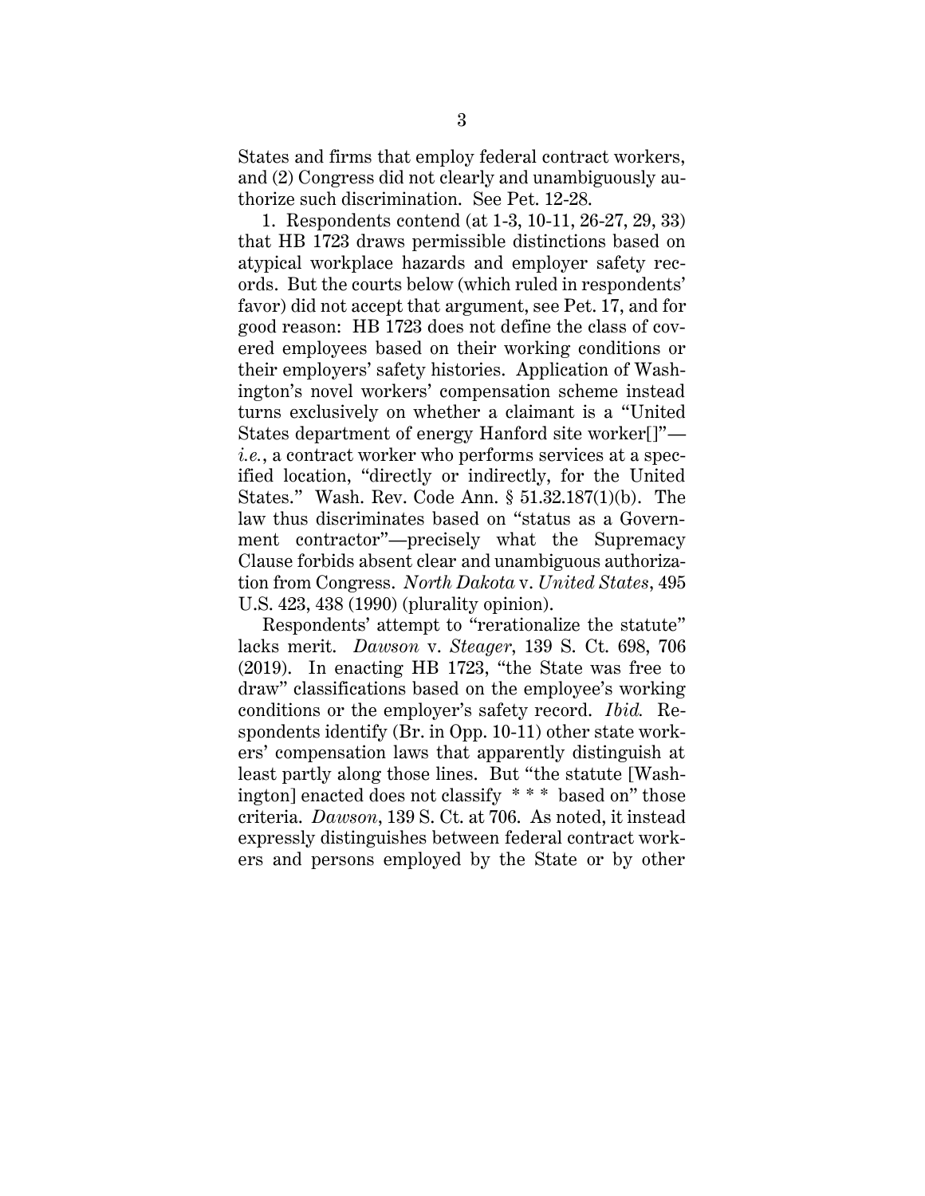States and firms that employ federal contract workers, and (2) Congress did not clearly and unambiguously authorize such discrimination. See Pet. 12-28.

1. Respondents contend (at 1-3, 10-11, 26-27, 29, 33) that HB 1723 draws permissible distinctions based on atypical workplace hazards and employer safety records. But the courts below (which ruled in respondents' favor) did not accept that argument, see Pet. 17, and for good reason: HB 1723 does not define the class of covered employees based on their working conditions or their employers' safety histories. Application of Washington's novel workers' compensation scheme instead turns exclusively on whether a claimant is a "United States department of energy Hanford site worker[]"—*i.e.*, a contract worker who performs services at a specified location, "directly or indirectly, for the United States." Wash. Rev. Code Ann. § 51.32.187(1)(b). The law thus discriminates based on "status as a Government contractor"—precisely what the Supremacy Clause forbids absent clear and unambiguous authorization from Congress. *North Dakota* v. *United States*, 495 U.S. 423, 438 (1990) (plurality opinion).

Respondents' attempt to "rerationalize the statute" lacks merit. *Dawson* v. *Steager*, 139 S. Ct. 698, 706 (2019). In enacting HB 1723, "the State was free to draw" classifications based on the employee's working conditions or the employer's safety record. *Ibid.* Respondents identify (Br. in Opp. 10-11) other state workers' compensation laws that apparently distinguish at least partly along those lines. But "the statute [Washington] enacted does not classify * * * based on" those criteria. *Dawson*, 139 S. Ct. at 706. As noted, it instead expressly distinguishes between federal contract workers and persons employed by the State or by other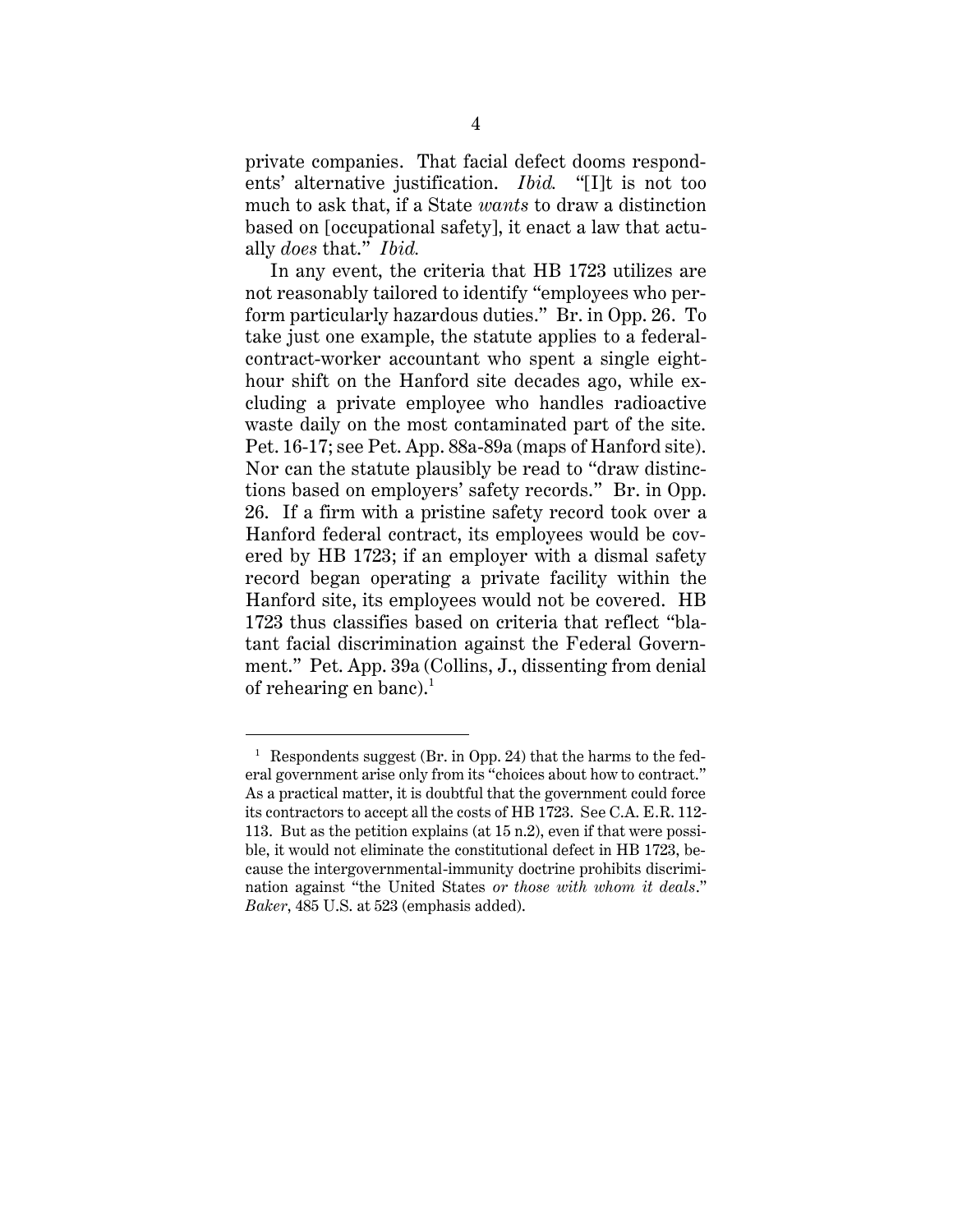private companies. That facial defect dooms respondents' alternative justification. *Ibid.* "[I]t is not too much to ask that, if a State *wants* to draw a distinction based on [occupational safety], it enact a law that actually *does* that." *Ibid.*

In any event, the criteria that HB 1723 utilizes are not reasonably tailored to identify "employees who perform particularly hazardous duties." Br. in Opp. 26. To take just one example, the statute applies to a federal-contract-worker accountant who spent a single eight-hour shift on the Hanford site decades ago, while excluding a private employee who handles radioactive waste daily on the most contaminated part of the site. Pet. 16-17; see Pet. App. 88a-89a (maps of Hanford site). Nor can the statute plausibly be read to "draw distinctions based on employers' safety records." Br. in Opp. 26. If a firm with a pristine safety record took over a Hanford federal contract, its employees would be covered by HB 1723; if an employer with a dismal safety record began operating a private facility within the Hanford site, its employees would not be covered. HB 1723 thus classifies based on criteria that reflect "blatant facial discrimination against the Federal Government." Pet. App. 39a (Collins, J., dissenting from denial of rehearing en banc).[1]

---

[1] Respondents suggest (Br. in Opp. 24) that the harms to the federal government arise only from its "choices about how to contract." As a practical matter, it is doubtful that the government could force its contractors to accept all the costs of HB 1723. See C.A. E.R. 112-113. But as the petition explains (at 15 n.2), even if that were possible, it would not eliminate the constitutional defect in HB 1723, because the intergovernmental-immunity doctrine prohibits discrimination against "the United States *or those with whom it deals*." *Baker*, 485 U.S. at 523 (emphasis added).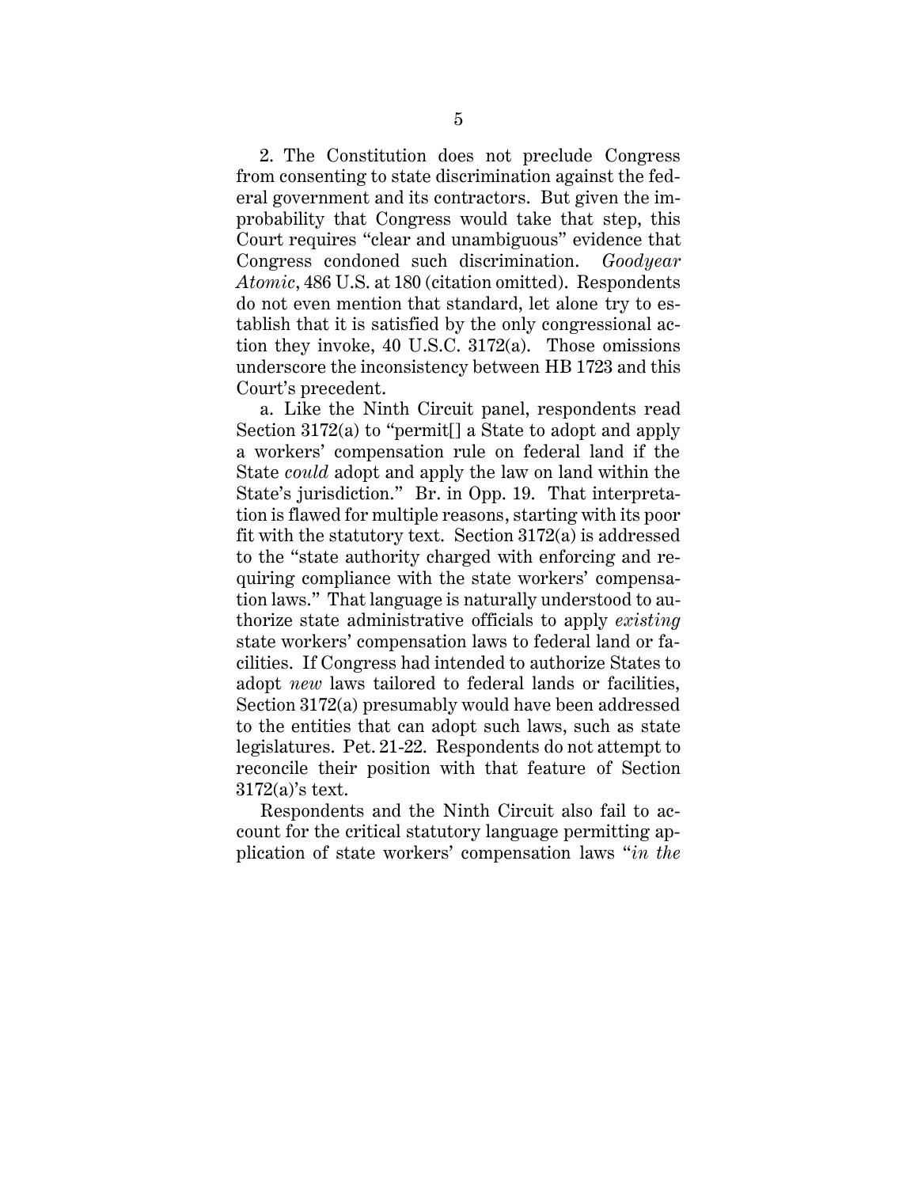2. The Constitution does not preclude Congress from consenting to state discrimination against the federal government and its contractors. But given the improbability that Congress would take that step, this Court requires "clear and unambiguous" evidence that Congress condoned such discrimination. *Goodyear Atomic*, 486 U.S. at 180 (citation omitted). Respondents do not even mention that standard, let alone try to establish that it is satisfied by the only congressional action they invoke, 40 U.S.C. 3172(a). Those omissions underscore the inconsistency between HB 1723 and this Court's precedent.

a. Like the Ninth Circuit panel, respondents read Section 3172(a) to "permit[] a State to adopt and apply a workers' compensation rule on federal land if the State *could* adopt and apply the law on land within the State's jurisdiction." Br. in Opp. 19. That interpretation is flawed for multiple reasons, starting with its poor fit with the statutory text. Section 3172(a) is addressed to the "state authority charged with enforcing and requiring compliance with the state workers' compensation laws." That language is naturally understood to authorize state administrative officials to apply *existing* state workers' compensation laws to federal land or facilities. If Congress had intended to authorize States to adopt *new* laws tailored to federal lands or facilities, Section 3172(a) presumably would have been addressed to the entities that can adopt such laws, such as state legislatures. Pet. 21-22. Respondents do not attempt to reconcile their position with that feature of Section 3172(a)'s text.

Respondents and the Ninth Circuit also fail to account for the critical statutory language permitting application of state workers' compensation laws "*in the*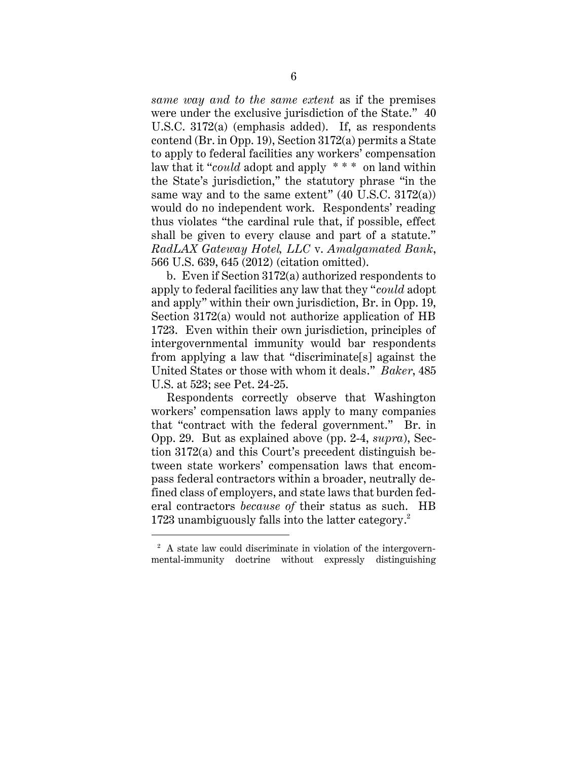*same way and to the same extent* as if the premises were under the exclusive jurisdiction of the State." 40 U.S.C. 3172(a) (emphasis added). If, as respondents contend (Br. in Opp. 19), Section 3172(a) permits a State to apply to federal facilities any workers' compensation law that it "*could* adopt and apply * * * on land within the State's jurisdiction," the statutory phrase "in the same way and to the same extent" (40 U.S.C. 3172(a)) would do no independent work. Respondents' reading thus violates "the cardinal rule that, if possible, effect shall be given to every clause and part of a statute." *RadLAX Gateway Hotel, LLC* v. *Amalgamated Bank*, 566 U.S. 639, 645 (2012) (citation omitted).

b. Even if Section 3172(a) authorized respondents to apply to federal facilities any law that they "*could* adopt and apply" within their own jurisdiction, Br. in Opp. 19, Section 3172(a) would not authorize application of HB 1723. Even within their own jurisdiction, principles of intergovernmental immunity would bar respondents from applying a law that "discriminate[s] against the United States or those with whom it deals." *Baker*, 485 U.S. at 523; see Pet. 24-25.

Respondents correctly observe that Washington workers' compensation laws apply to many companies that "contract with the federal government." Br. in Opp. 29. But as explained above (pp. 2-4, *supra*), Section 3172(a) and this Court's precedent distinguish between state workers' compensation laws that encompass federal contractors within a broader, neutrally defined class of employers, and state laws that burden federal contractors *because of* their status as such. HB 1723 unambiguously falls into the latter category.[2]

---

[2] A state law could discriminate in violation of the intergovernmental-immunity doctrine without expressly distinguishing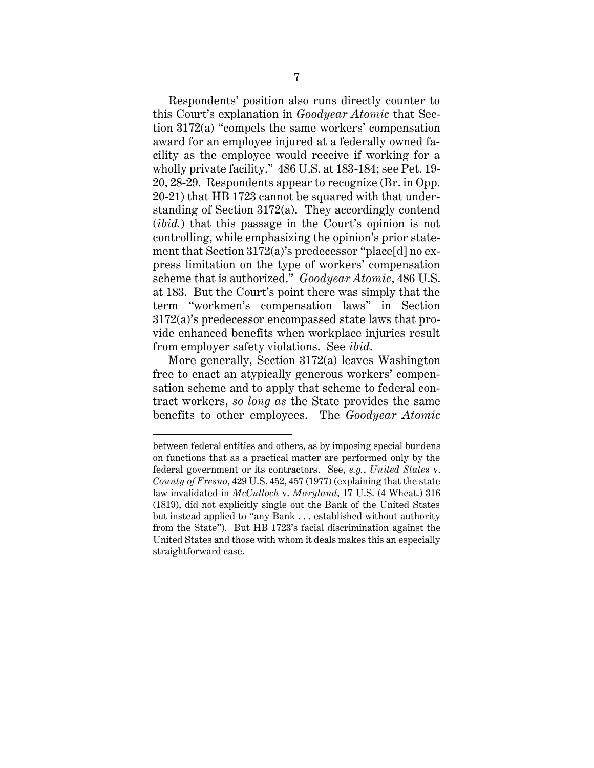Respondents' position also runs directly counter to this Court's explanation in *Goodyear Atomic* that Section 3172(a) "compels the same workers' compensation award for an employee injured at a federally owned facility as the employee would receive if working for a wholly private facility." 486 U.S. at 183-184; see Pet. 19-20, 28-29. Respondents appear to recognize (Br. in Opp. 20-21) that HB 1723 cannot be squared with that understanding of Section 3172(a). They accordingly contend (*ibid.*) that this passage in the Court's opinion is not controlling, while emphasizing the opinion's prior statement that Section 3172(a)'s predecessor "place[d] no express limitation on the type of workers' compensation scheme that is authorized." *Goodyear Atomic*, 486 U.S. at 183. But the Court's point there was simply that the term "workmen's compensation laws" in Section 3172(a)'s predecessor encompassed state laws that provide enhanced benefits when workplace injuries result from employer safety violations. See *ibid.*

More generally, Section 3172(a) leaves Washington free to enact an atypically generous workers' compensation scheme and to apply that scheme to federal contract workers, *so long as* the State provides the same benefits to other employees. The *Goodyear Atomic*

---

between federal entities and others, as by imposing special burdens on functions that as a practical matter are performed only by the federal government or its contractors. See, *e.g.*, *United States* v. *County of Fresno*, 429 U.S. 452, 457 (1977) (explaining that the state law invalidated in *McCulloch* v. *Maryland*, 17 U.S. (4 Wheat.) 316 (1819), did not explicitly single out the Bank of the United States but instead applied to "any Bank . . . established without authority from the State"). But HB 1723's facial discrimination against the United States and those with whom it deals makes this an especially straightforward case.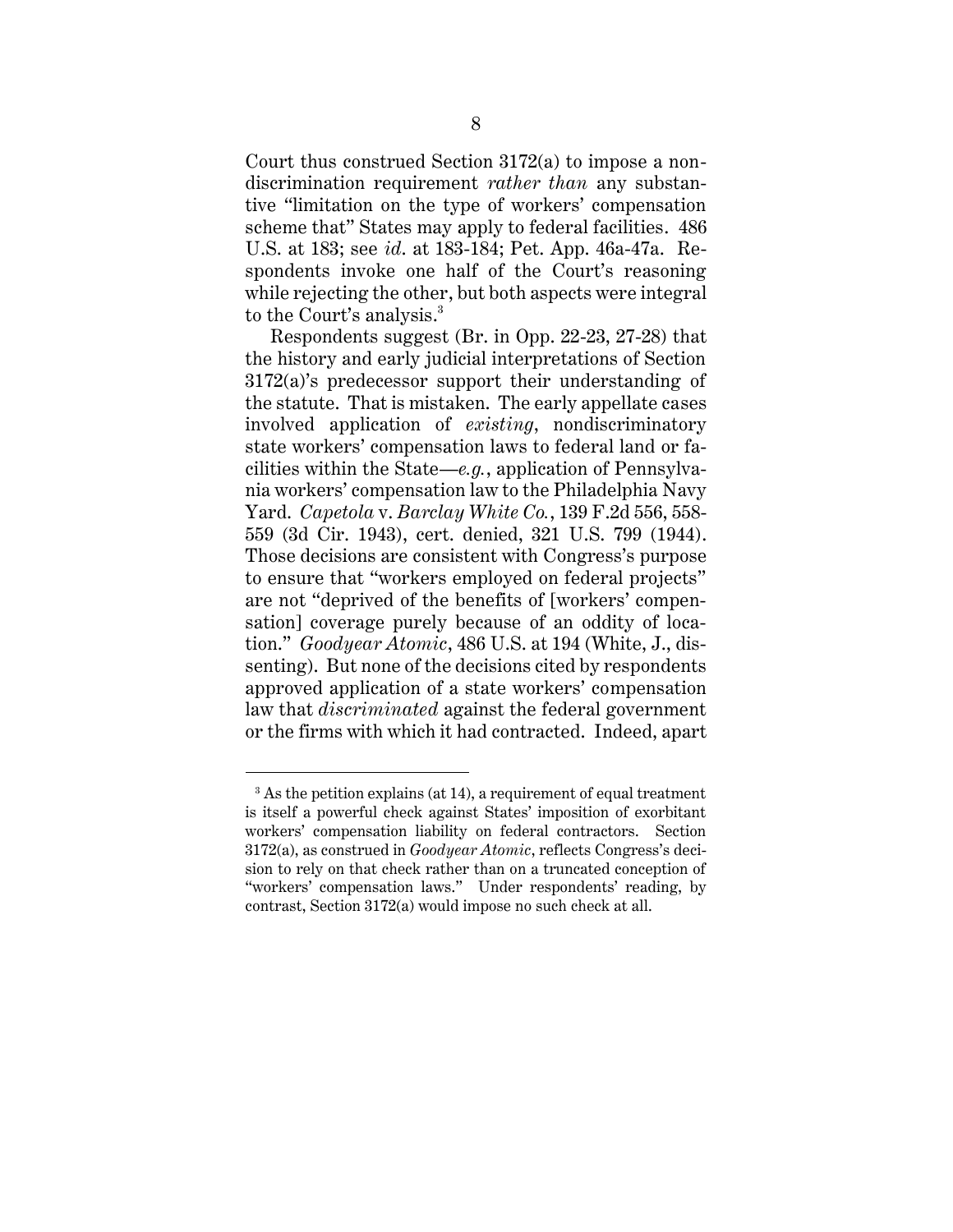Court thus construed Section 3172(a) to impose a nondiscrimination requirement *rather than* any substantive "limitation on the type of workers' compensation scheme that" States may apply to federal facilities. 486 U.S. at 183; see *id*. at 183-184; Pet. App. 46a-47a. Respondents invoke one half of the Court's reasoning while rejecting the other, but both aspects were integral to the Court's analysis.[3]

Respondents suggest (Br. in Opp. 22-23, 27-28) that the history and early judicial interpretations of Section 3172(a)'s predecessor support their understanding of the statute. That is mistaken. The early appellate cases involved application of *existing*, nondiscriminatory state workers' compensation laws to federal land or facilities within the State—*e.g.*, application of Pennsylvania workers' compensation law to the Philadelphia Navy Yard. *Capetola* v. *Barclay White Co.*, 139 F.2d 556, 558-559 (3d Cir. 1943), cert. denied, 321 U.S. 799 (1944). Those decisions are consistent with Congress's purpose to ensure that "workers employed on federal projects" are not "deprived of the benefits of [workers' compensation] coverage purely because of an oddity of location." *Goodyear Atomic*, 486 U.S. at 194 (White, J., dissenting). But none of the decisions cited by respondents approved application of a state workers' compensation law that *discriminated* against the federal government or the firms with which it had contracted. Indeed, apart

---

[3] As the petition explains (at 14), a requirement of equal treatment is itself a powerful check against States' imposition of exorbitant workers' compensation liability on federal contractors. Section 3172(a), as construed in *Goodyear Atomic*, reflects Congress's decision to rely on that check rather than on a truncated conception of "workers' compensation laws." Under respondents' reading, by contrast, Section 3172(a) would impose no such check at all.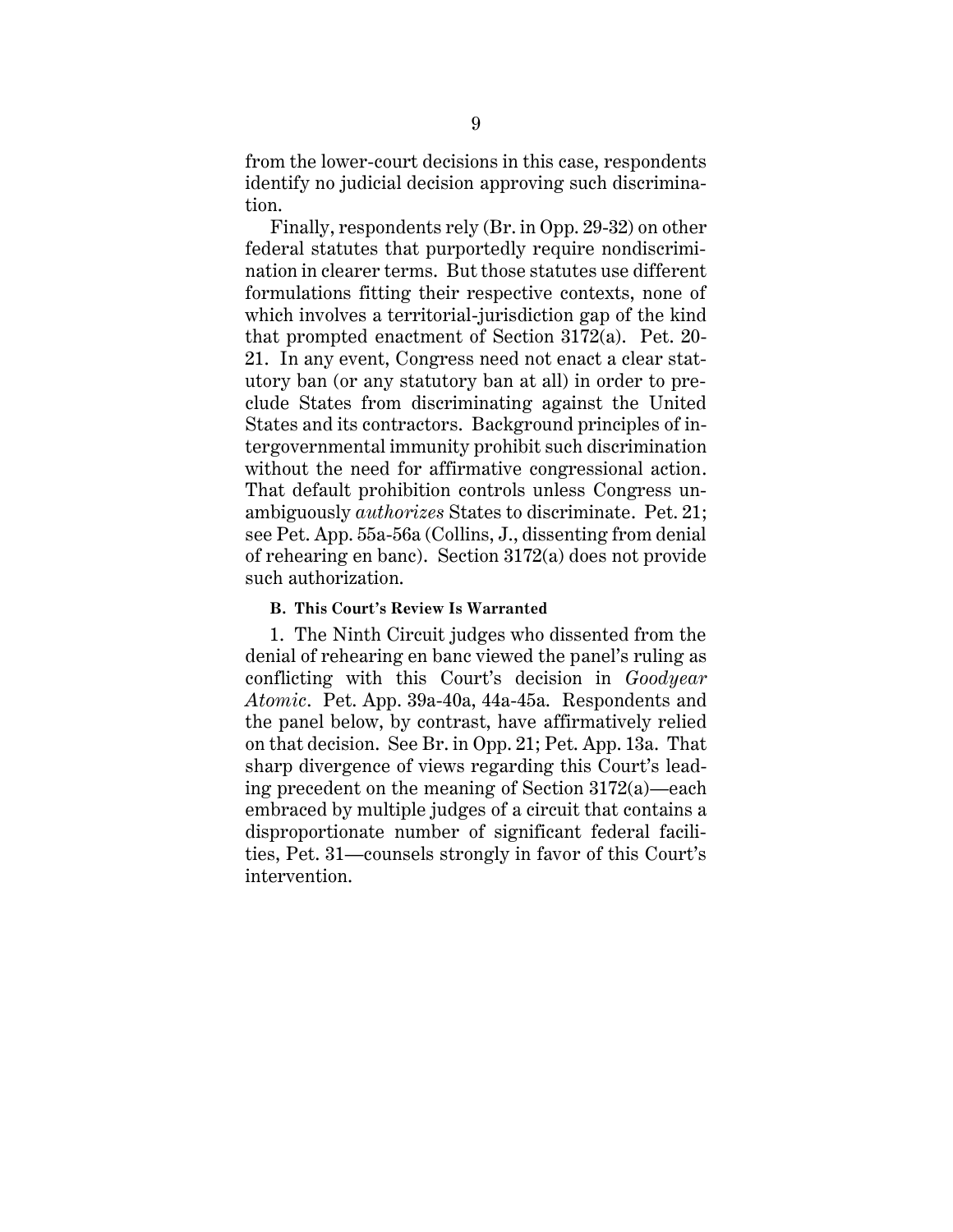from the lower-court decisions in this case, respondents identify no judicial decision approving such discrimination.

Finally, respondents rely (Br. in Opp. 29-32) on other federal statutes that purportedly require nondiscrimination in clearer terms. But those statutes use different formulations fitting their respective contexts, none of which involves a territorial-jurisdiction gap of the kind that prompted enactment of Section 3172(a). Pet. 20-21. In any event, Congress need not enact a clear statutory ban (or any statutory ban at all) in order to preclude States from discriminating against the United States and its contractors. Background principles of intergovernmental immunity prohibit such discrimination without the need for affirmative congressional action. That default prohibition controls unless Congress unambiguously *authorizes* States to discriminate. Pet. 21; see Pet. App. 55a-56a (Collins, J., dissenting from denial of rehearing en banc). Section 3172(a) does not provide such authorization.

### B. This Court's Review Is Warranted

1. The Ninth Circuit judges who dissented from the denial of rehearing en banc viewed the panel's ruling as conflicting with this Court's decision in *Goodyear Atomic*. Pet. App. 39a-40a, 44a-45a. Respondents and the panel below, by contrast, have affirmatively relied on that decision. See Br. in Opp. 21; Pet. App. 13a. That sharp divergence of views regarding this Court's leading precedent on the meaning of Section 3172(a)—each embraced by multiple judges of a circuit that contains a disproportionate number of significant federal facilities, Pet. 31—counsels strongly in favor of this Court's intervention.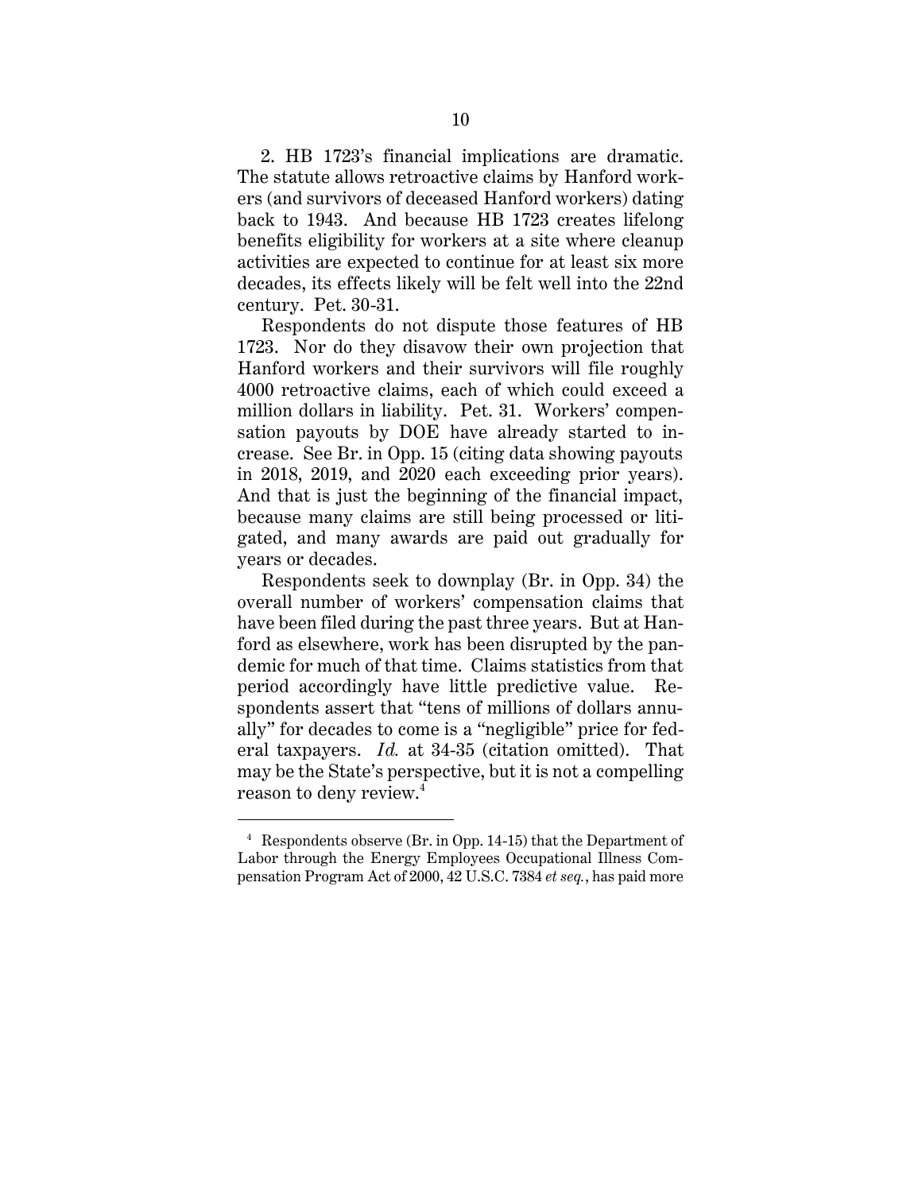2. HB 1723's financial implications are dramatic. The statute allows retroactive claims by Hanford workers (and survivors of deceased Hanford workers) dating back to 1943. And because HB 1723 creates lifelong benefits eligibility for workers at a site where cleanup activities are expected to continue for at least six more decades, its effects likely will be felt well into the 22nd century. Pet. 30-31.

Respondents do not dispute those features of HB 1723. Nor do they disavow their own projection that Hanford workers and their survivors will file roughly 4000 retroactive claims, each of which could exceed a million dollars in liability. Pet. 31. Workers' compensation payouts by DOE have already started to increase. See Br. in Opp. 15 (citing data showing payouts in 2018, 2019, and 2020 each exceeding prior years). And that is just the beginning of the financial impact, because many claims are still being processed or litigated, and many awards are paid out gradually for years or decades.

Respondents seek to downplay (Br. in Opp. 34) the overall number of workers' compensation claims that have been filed during the past three years. But at Hanford as elsewhere, work has been disrupted by the pandemic for much of that time. Claims statistics from that period accordingly have little predictive value. Respondents assert that "tens of millions of dollars annually" for decades to come is a "negligible" price for federal taxpayers. *Id.* at 34-35 (citation omitted). That may be the State's perspective, but it is not a compelling reason to deny review.[4]

---

[4] Respondents observe (Br. in Opp. 14-15) that the Department of Labor through the Energy Employees Occupational Illness Compensation Program Act of 2000, 42 U.S.C. 7384 *et seq.*, has paid more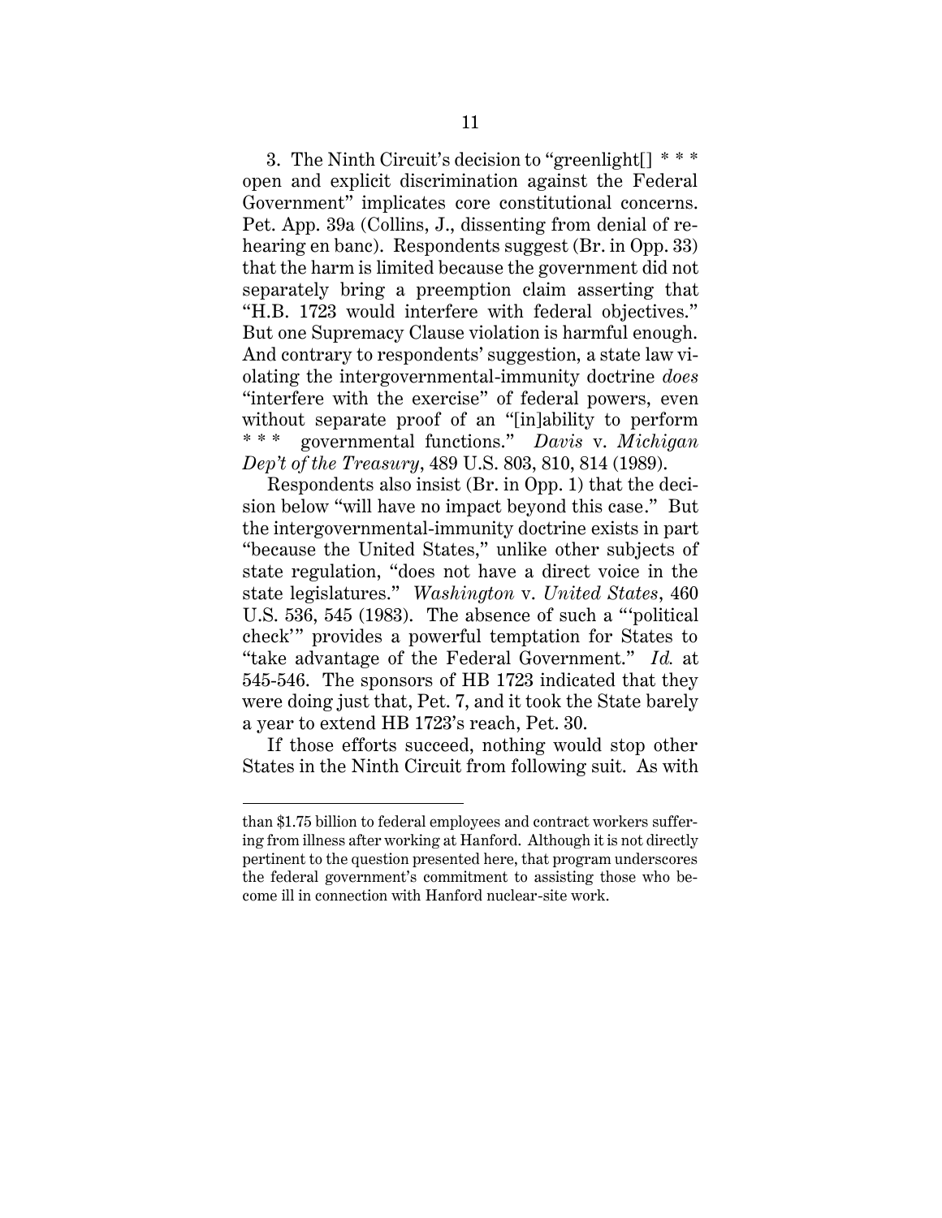3. The Ninth Circuit's decision to "greenlight[] * * * open and explicit discrimination against the Federal Government" implicates core constitutional concerns. Pet. App. 39a (Collins, J., dissenting from denial of rehearing en banc). Respondents suggest (Br. in Opp. 33) that the harm is limited because the government did not separately bring a preemption claim asserting that "H.B. 1723 would interfere with federal objectives." But one Supremacy Clause violation is harmful enough. And contrary to respondents' suggestion, a state law violating the intergovernmental-immunity doctrine *does* "interfere with the exercise" of federal powers, even without separate proof of an "[in]ability to perform * * * governmental functions." *Davis* v. *Michigan Dep't of the Treasury*, 489 U.S. 803, 810, 814 (1989).

Respondents also insist (Br. in Opp. 1) that the decision below "will have no impact beyond this case." But the intergovernmental-immunity doctrine exists in part "because the United States," unlike other subjects of state regulation, "does not have a direct voice in the state legislatures." *Washington* v. *United States*, 460 U.S. 536, 545 (1983). The absence of such a "'political check'" provides a powerful temptation for States to "take advantage of the Federal Government." *Id.* at 545-546. The sponsors of HB 1723 indicated that they were doing just that, Pet. 7, and it took the State barely a year to extend HB 1723's reach, Pet. 30.

If those efforts succeed, nothing would stop other States in the Ninth Circuit from following suit. As with

---

than $1.75 billion to federal employees and contract workers suffering from illness after working at Hanford. Although it is not directly pertinent to the question presented here, that program underscores the federal government's commitment to assisting those who become ill in connection with Hanford nuclear-site work.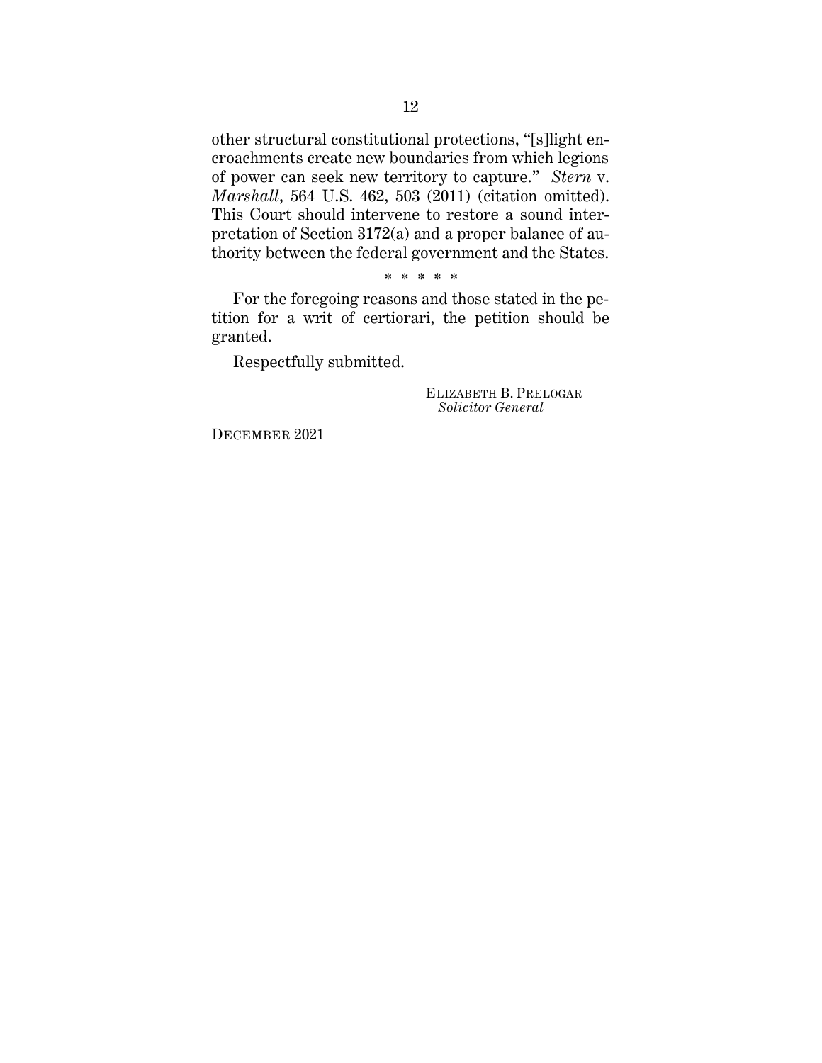other structural constitutional protections, "[s]light encroachments create new boundaries from which legions of power can seek new territory to capture." *Stern* v. *Marshall*, 564 U.S. 462, 503 (2011) (citation omitted). This Court should intervene to restore a sound interpretation of Section 3172(a) and a proper balance of authority between the federal government and the States.

\* \* \* \* \*

For the foregoing reasons and those stated in the petition for a writ of certiorari, the petition should be granted.

Respectfully submitted.

ELIZABETH B. PRELOGAR
*Solicitor General*

DECEMBER 2021